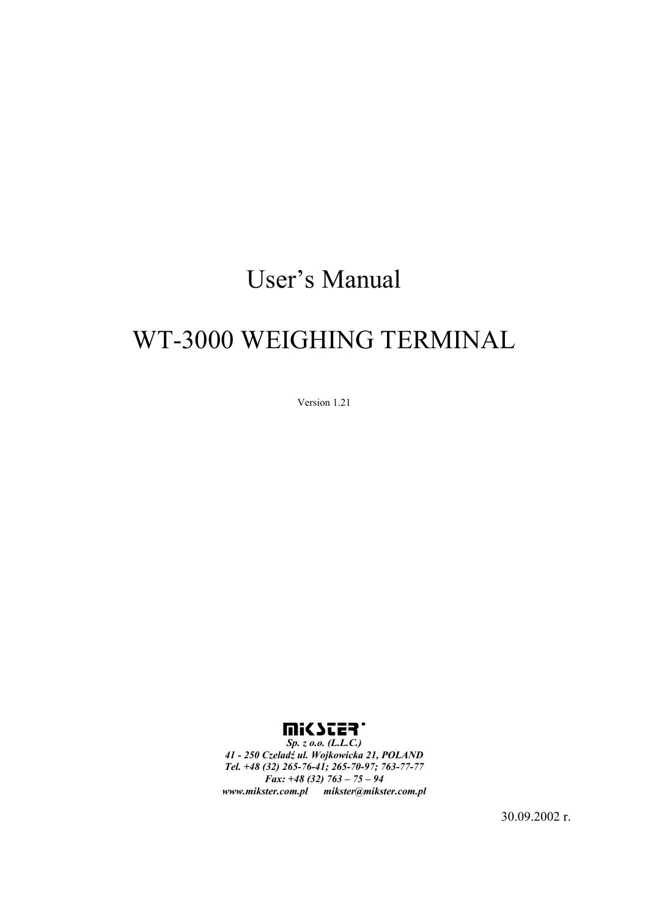# User's Manual

# WT-3000 WEIGHING TERMINAL

Version 1.21

MIKSTER

***Sp. z o.o. (L.L.C.)***
***41 - 250 Czeladź ul. Wojkowicka 21, POLAND***
***Tel. +48 (32) 265-76-41; 265-70-97; 763-77-77***
***Fax: +48 (32) 763 – 75 – 94***
***www.mikster.com.pl  mikster@mikster.com.pl***

30.09.2002 r.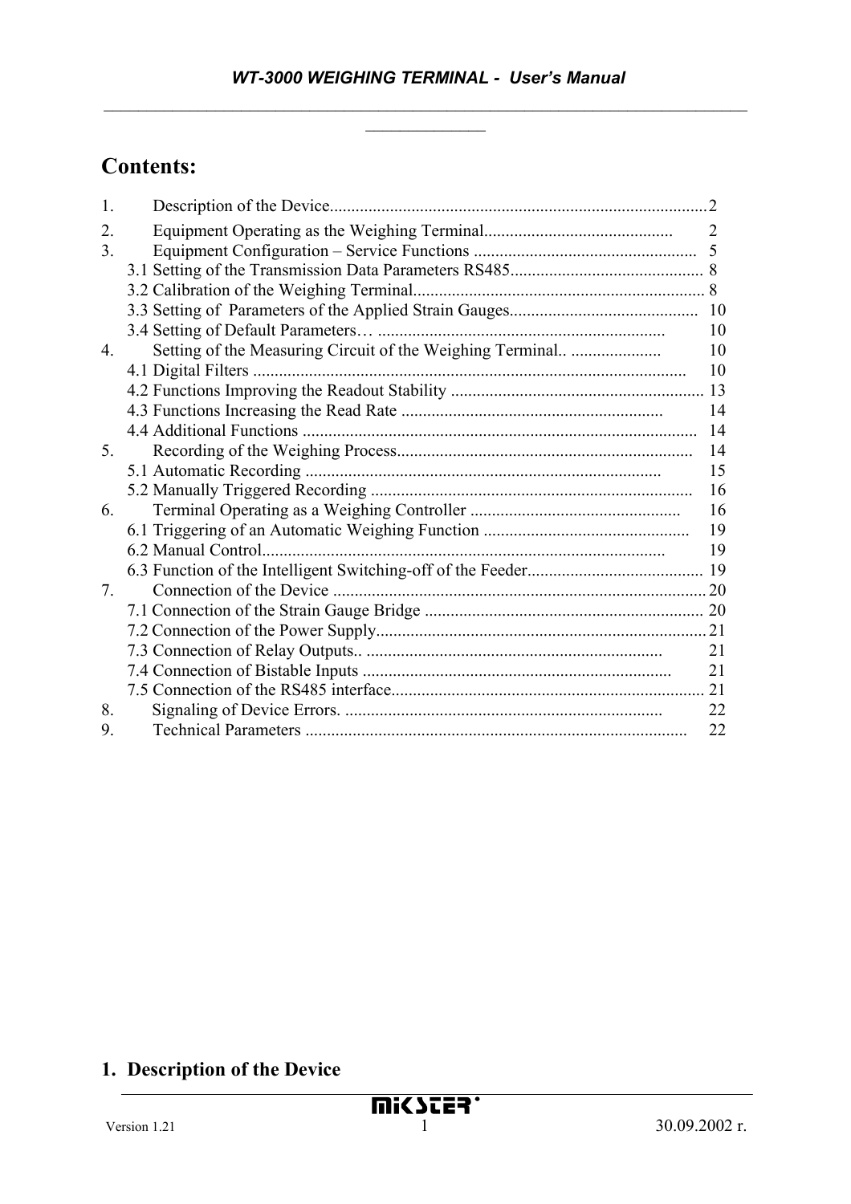## Contents:

1. Description of the Device....................................................................................2
2. Equipment Operating as the Weighing Terminal............................................ 2
3. Equipment Configuration – Service Functions .................................................... 5
   - 3.1 Setting of the Transmission Data Parameters RS485............................................ 8
   - 3.2 Calibration of the Weighing Terminal.................................................................... 8
   - 3.3 Setting of Parameters of the Applied Strain Gauges............................................ 10
   - 3.4 Setting of Default Parameters… .................................................................. 10
4. Setting of the Measuring Circuit of the Weighing Terminal.. ..................... 10
   - 4.1 Digital Filters .................................................................................................. 10
   - 4.2 Functions Improving the Readout Stability ........................................................... 13
   - 4.3 Functions Increasing the Read Rate ............................................................ 14
   - 4.4 Additional Functions ........................................................................................ 14
5. Recording of the Weighing Process.................................................................. 14
   - 5.1 Automatic Recording .................................................................................. 15
   - 5.2 Manually Triggered Recording .......................................................................... 16
6. Terminal Operating as a Weighing Controller ................................................. 16
   - 6.1 Triggering of an Automatic Weighing Function ............................................... 19
   - 6.2 Manual Control............................................................................................. 19
   - 6.3 Function of the Intelligent Switching-off of the Feeder......................................... 19
7. Connection of the Device ...................................................................................... 20
   - 7.1 Connection of the Strain Gauge Bridge ................................................................ 20
   - 7.2 Connection of the Power Supply........................................................................... 21
   - 7.3 Connection of Relay Outputs.. .................................................................... 21
   - 7.4 Connection of Bistable Inputs ....................................................................... 21
   - 7.5 Connection of the RS485 interface......................................................................... 21
8. Signaling of Device Errors. ........................................................................ 22
9. Technical Parameters ....................................................................................... 22

## 1. Description of the Device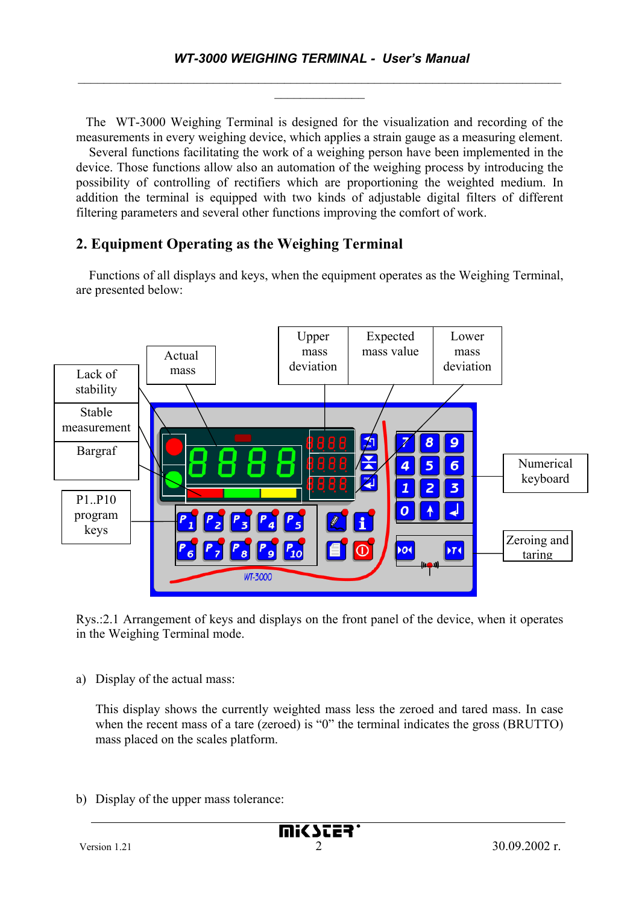The WT-3000 Weighing Terminal is designed for the visualization and recording of the measurements in every weighing device, which applies a strain gauge as a measuring element. Several functions facilitating the work of a weighing person have been implemented in the device. Those functions allow also an automation of the weighing process by introducing the possibility of controlling of rectifiers which are proportioning the weighted medium. In addition the terminal is equipped with two kinds of adjustable digital filters of different filtering parameters and several other functions improving the comfort of work.

## 2. Equipment Operating as the Weighing Terminal

Functions of all displays and keys, when the equipment operates as the Weighing Terminal, are presented below:

Lack of stability | Stable measurement | Bargraf | P1..P10 program keys | Actual mass | Upper mass deviation | Expected mass value | Lower mass deviation | Numerical keyboard | Zeroing and taring

Rys.:2.1 Arrangement of keys and displays on the front panel of the device, when it operates in the Weighing Terminal mode.

a) Display of the actual mass:

This display shows the currently weighted mass less the zeroed and tared mass. In case when the recent mass of a tare (zeroed) is "0" the terminal indicates the gross (BRUTTO) mass placed on the scales platform.

b) Display of the upper mass tolerance: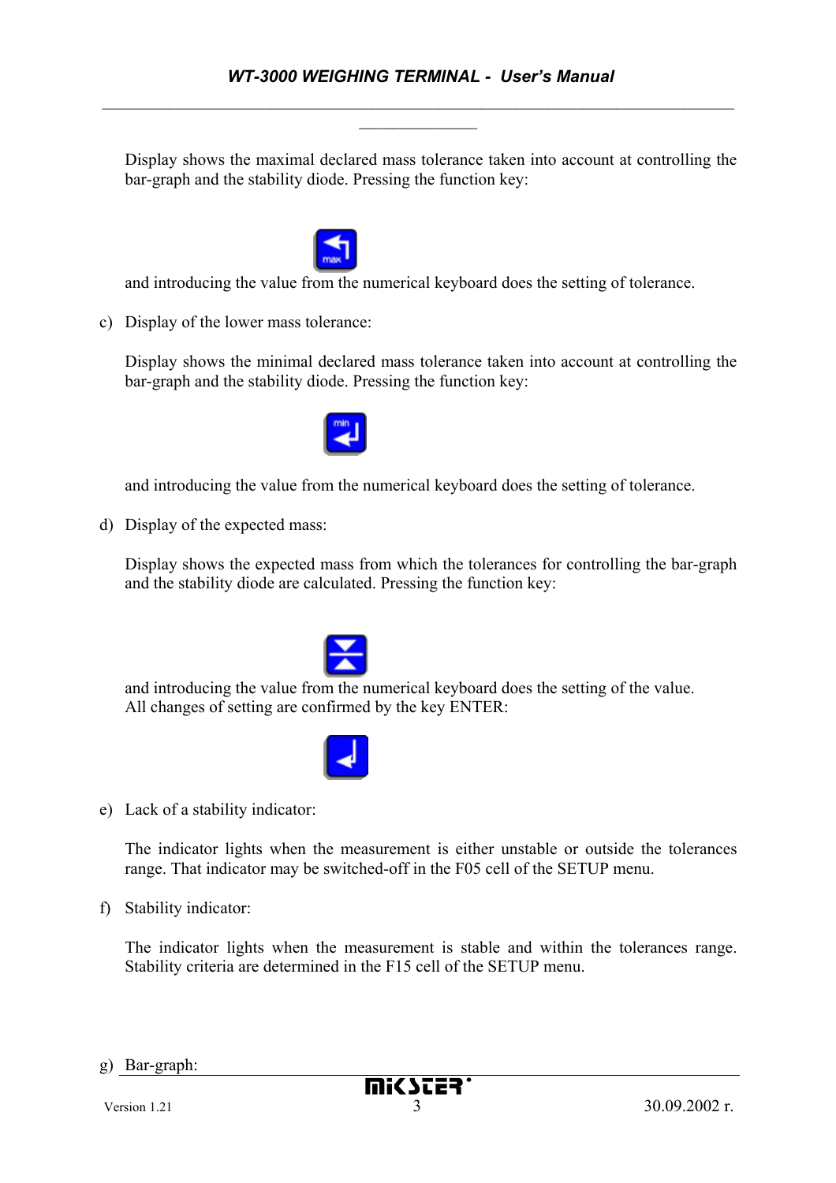Display shows the maximal declared mass tolerance taken into account at controlling the bar-graph and the stability diode. Pressing the function key:

and introducing the value from the numerical keyboard does the setting of tolerance.

c) Display of the lower mass tolerance:

Display shows the minimal declared mass tolerance taken into account at controlling the bar-graph and the stability diode. Pressing the function key:

and introducing the value from the numerical keyboard does the setting of tolerance.

d) Display of the expected mass:

Display shows the expected mass from which the tolerances for controlling the bar-graph and the stability diode are calculated. Pressing the function key:

and introducing the value from the numerical keyboard does the setting of the value.
All changes of setting are confirmed by the key ENTER:

e) Lack of a stability indicator:

The indicator lights when the measurement is either unstable or outside the tolerances range. That indicator may be switched-off in the F05 cell of the SETUP menu.

f) Stability indicator:

The indicator lights when the measurement is stable and within the tolerances range. Stability criteria are determined in the F15 cell of the SETUP menu.

g) Bar-graph: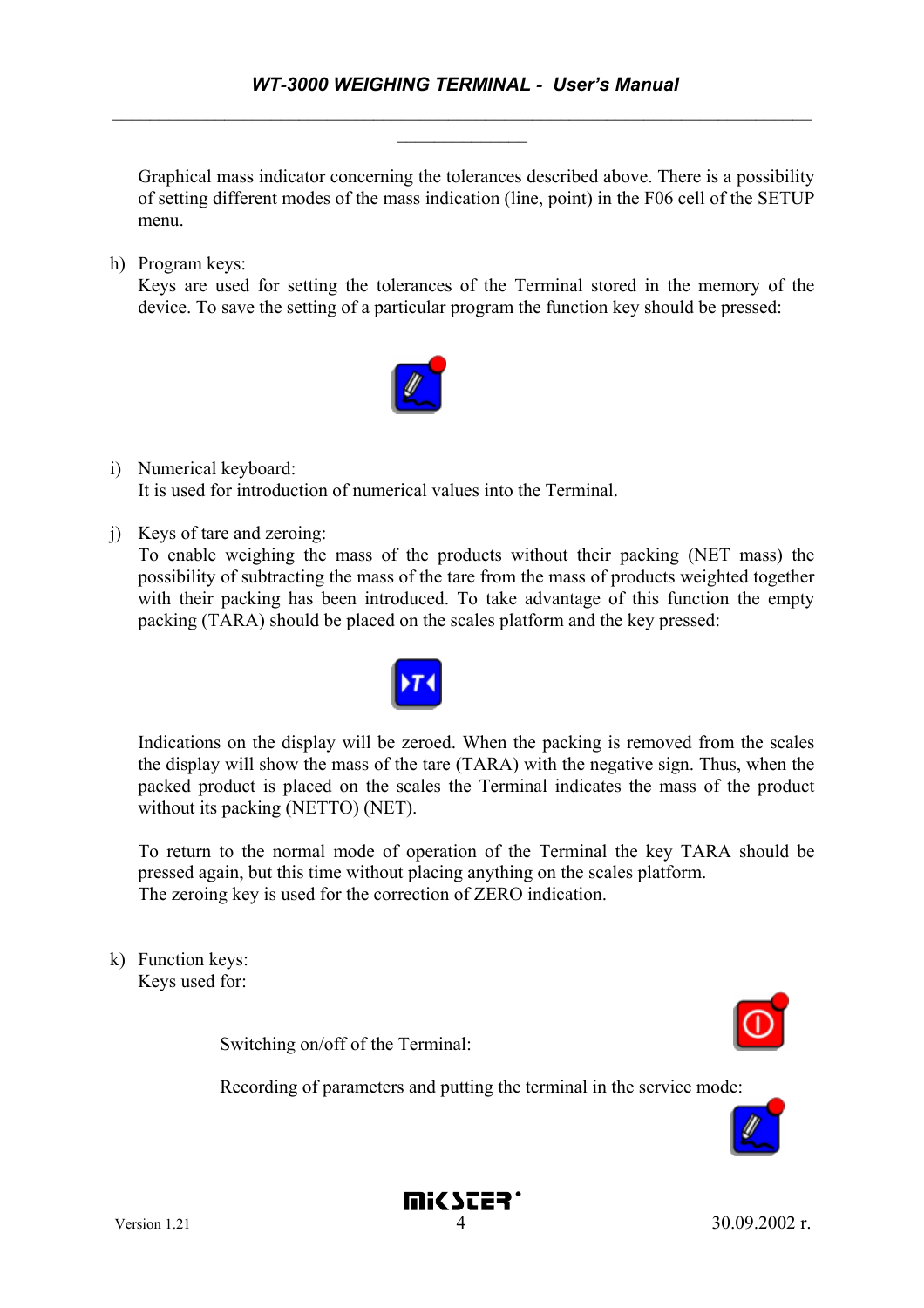Graphical mass indicator concerning the tolerances described above. There is a possibility of setting different modes of the mass indication (line, point) in the F06 cell of the SETUP menu.

h) Program keys:
Keys are used for setting the tolerances of the Terminal stored in the memory of the device. To save the setting of a particular program the function key should be pressed:

i) Numerical keyboard:
It is used for introduction of numerical values into the Terminal.

j) Keys of tare and zeroing:
To enable weighing the mass of the products without their packing (NET mass) the possibility of subtracting the mass of the tare from the mass of products weighted together with their packing has been introduced. To take advantage of this function the empty packing (TARA) should be placed on the scales platform and the key pressed:

Indications on the display will be zeroed. When the packing is removed from the scales the display will show the mass of the tare (TARA) with the negative sign. Thus, when the packed product is placed on the scales the Terminal indicates the mass of the product without its packing (NETTO) (NET).

To return to the normal mode of operation of the Terminal the key TARA should be pressed again, but this time without placing anything on the scales platform.
The zeroing key is used for the correction of ZERO indication.

k) Function keys:
Keys used for:

Switching on/off of the Terminal:

Recording of parameters and putting the terminal in the service mode: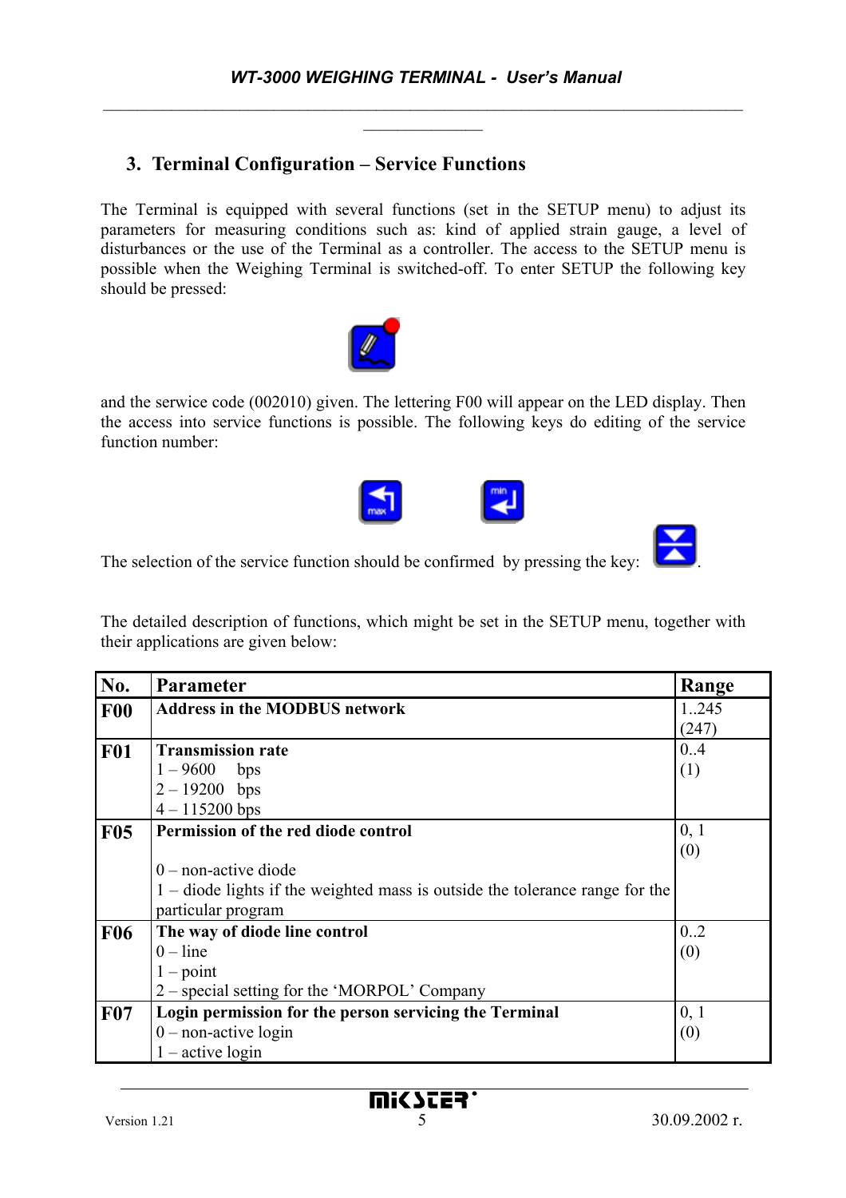## 3. Terminal Configuration – Service Functions

The Terminal is equipped with several functions (set in the SETUP menu) to adjust its parameters for measuring conditions such as: kind of applied strain gauge, a level of disturbances or the use of the Terminal as a controller. The access to the SETUP menu is possible when the Weighing Terminal is switched-off. To enter SETUP the following key should be pressed:

and the serwice code (002010) given. The lettering F00 will appear on the LED display. Then the access into service functions is possible. The following keys do editing of the service function number:

The selection of the service function should be confirmed by pressing the key: .

The detailed description of functions, which might be set in the SETUP menu, together with their applications are given below:

| No. | Parameter | Range |
|---|---|---|
| **F00** | **Address in the MODBUS network** | 1..245 (247) |
| **F01** | **Transmission rate**<br>1 – 9600 bps<br>2 – 19200 bps<br>4 – 115200 bps | 0..4<br>(1) |
| **F05** | **Permission of the red diode control**<br><br>0 – non-active diode<br>1 – diode lights if the weighted mass is outside the tolerance range for the particular program | 0, 1<br>(0) |
| **F06** | **The way of diode line control**<br>0 – line<br>1 – point<br>2 – special setting for the 'MORPOL' Company | 0..2<br>(0) |
| **F07** | **Login permission for the person servicing the Terminal**<br>0 – non-active login<br>1 – active login | 0, 1<br>(0) |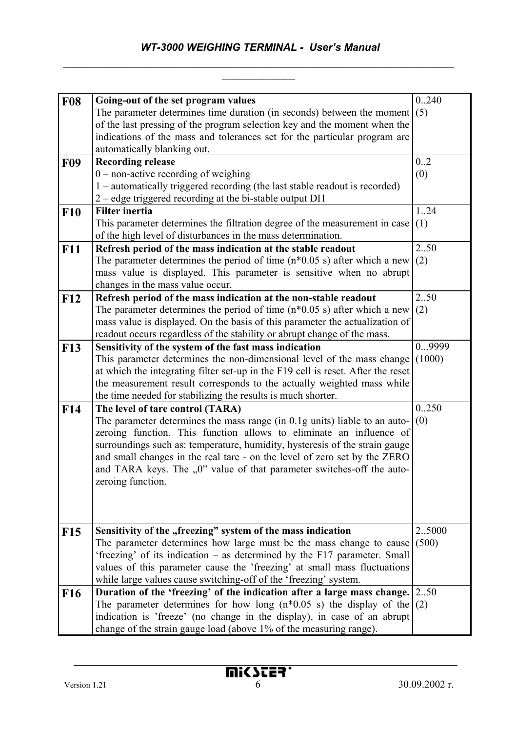| | | |
|---|---|---|
| **F08** | **Going-out of the set program values**<br>The parameter determines time duration (in seconds) between the moment of the last pressing of the program selection key and the moment when the indications of the mass and tolerances set for the particular program are automatically blanking out. | 0..240<br>(5) |
| **F09** | **Recording release**<br>0 – non-active recording of weighing<br>1 – automatically triggered recording (the last stable readout is recorded)<br>2 – edge triggered recording at the bi-stable output DI1 | 0..2<br>(0) |
| **F10** | **Filter inertia**<br>This parameter determines the filtration degree of the measurement in case of the high level of disturbances in the mass determination. | 1..24<br>(1) |
| **F11** | **Refresh period of the mass indication at the stable readout**<br>The parameter determines the period of time (n*0.05 s) after which a new mass value is displayed. This parameter is sensitive when no abrupt changes in the mass value occur. | 2..50<br>(2) |
| **F12** | **Refresh period of the mass indication at the non-stable readout**<br>The parameter determines the period of time (n*0.05 s) after which a new mass value is displayed. On the basis of this parameter the actualization of readout occurs regardless of the stability or abrupt change of the mass. | 2..50<br>(2) |
| **F13** | **Sensitivity of the system of the fast mass indication**<br>This parameter determines the non-dimensional level of the mass change at which the integrating filter set-up in the F19 cell is reset. After the reset the measurement result corresponds to the actually weighted mass while the time needed for stabilizing the results is much shorter. | 0...9999<br>(1000) |
| **F14** | **The level of tare control (TARA)**<br>The parameter determines the mass range (in 0.1g units) liable to an auto-zeroing function. This function allows to eliminate an influence of surroundings such as: temperature, humidity, hysteresis of the strain gauge and small changes in the real tare - on the level of zero set by the ZERO and TARA keys. The „0" value of that parameter switches-off the auto-zeroing function. | 0..250<br>(0) |
| **F15** | **Sensitivity of the „freezing" system of the mass indication**<br>The parameter determines how large must be the mass change to cause 'freezing' of its indication – as determined by the F17 parameter. Small values of this parameter cause the 'freezing' at small mass fluctuations while large values cause switching-off of the 'freezing' system. | 2..5000<br>(500) |
| **F16** | **Duration of the 'freezing' of the indication after a large mass change.**<br>The parameter determines for how long (n*0.05 s) the display of the indication is 'freeze' (no change in the display), in case of an abrupt change of the strain gauge load (above 1% of the measuring range). | 2..50<br>(2) |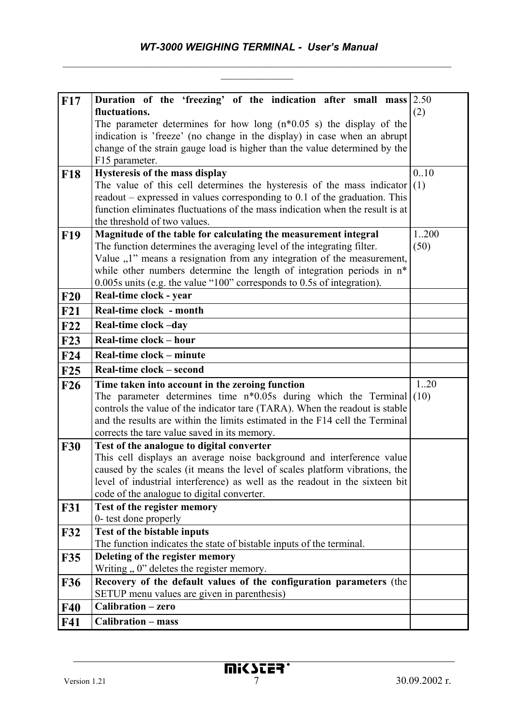| | | |
|---|---|---|
| **F17** | **Duration of the 'freezing' of the indication after small mass fluctuations.** The parameter determines for how long (n*0.05 s) the display of the indication is 'freeze' (no change in the display) in case when an abrupt change of the strain gauge load is higher than the value determined by the F15 parameter. | 2.50 (2) |
| **F18** | **Hysteresis of the mass display** The value of this cell determines the hysteresis of the mass indicator readout – expressed in values corresponding to 0.1 of the graduation. This function eliminates fluctuations of the mass indication when the result is at the threshold of two values. | 0..10 (1) |
| **F19** | **Magnitude of the table for calculating the measurement integral** The function determines the averaging level of the integrating filter. Value „1" means a resignation from any integration of the measurement, while other numbers determine the length of integration periods in n* 0.005s units (e.g. the value "100" corresponds to 0.5s of integration). | 1..200 (50) |
| **F20** | **Real-time clock - year** | |
| **F21** | **Real-time clock - month** | |
| **F22** | **Real-time clock –day** | |
| **F23** | **Real-time clock – hour** | |
| **F24** | **Real-time clock – minute** | |
| **F25** | **Real-time clock – second** | |
| **F26** | **Time taken into account in the zeroing function** The parameter determines time n*0.05s during which the Terminal controls the value of the indicator tare (TARA). When the readout is stable and the results are within the limits estimated in the F14 cell the Terminal corrects the tare value saved in its memory. | 1..20 (10) |
| **F30** | **Test of the analogue to digital converter** This cell displays an average noise background and interference value caused by the scales (it means the level of scales platform vibrations, the level of industrial interference) as well as the readout in the sixteen bit code of the analogue to digital converter. | |
| **F31** | **Test of the register memory** 0- test done properly | |
| **F32** | **Test of the bistable inputs** The function indicates the state of bistable inputs of the terminal. | |
| **F35** | **Deleting of the register memory** Writing „ 0" deletes the register memory. | |
| **F36** | **Recovery of the default values of the configuration parameters** (the SETUP menu values are given in parenthesis) | |
| **F40** | **Calibration – zero** | |
| **F41** | **Calibration – mass** | |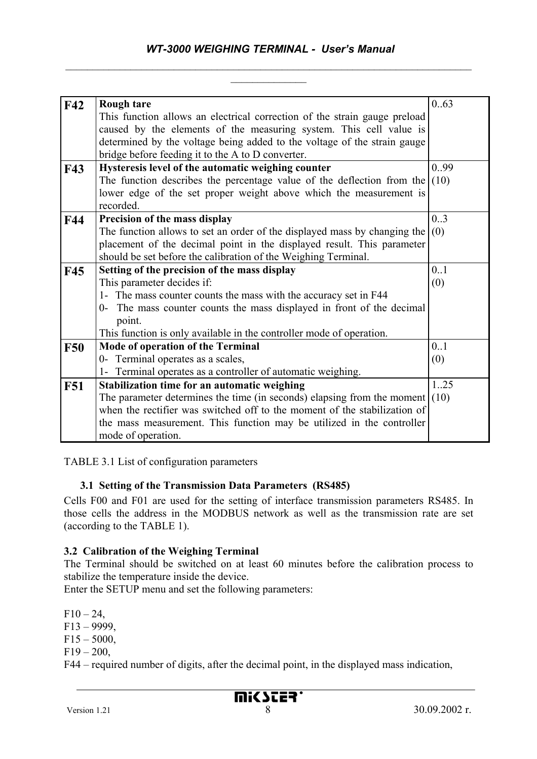| | | |
|---|---|---|
| **F42** | **Rough tare**<br>This function allows an electrical correction of the strain gauge preload caused by the elements of the measuring system. This cell value is determined by the voltage being added to the voltage of the strain gauge bridge before feeding it to the A to D converter. | 0..63 |
| **F43** | **Hysteresis level of the automatic weighing counter**<br>The function describes the percentage value of the deflection from the lower edge of the set proper weight above which the measurement is recorded. | 0..99<br>(10) |
| **F44** | **Precision of the mass display**<br>The function allows to set an order of the displayed mass by changing the placement of the decimal point in the displayed result. This parameter should be set before the calibration of the Weighing Terminal. | 0..3<br>(0) |
| **F45** | **Setting of the precision of the mass display**<br>This parameter decides if:<br>1- The mass counter counts the mass with the accuracy set in F44<br>0- The mass counter counts the mass displayed in front of the decimal point.<br>This function is only available in the controller mode of operation. | 0..1<br>(0) |
| **F50** | **Mode of operation of the Terminal**<br>0- Terminal operates as a scales,<br>1- Terminal operates as a controller of automatic weighing. | 0..1<br>(0) |
| **F51** | **Stabilization time for an automatic weighing**<br>The parameter determines the time (in seconds) elapsing from the moment when the rectifier was switched off to the moment of the stabilization of the mass measurement. This function may be utilized in the controller mode of operation. | 1..25<br>(10) |

TABLE 3.1 List of configuration parameters

### 3.1 Setting of the Transmission Data Parameters (RS485)

Cells F00 and F01 are used for the setting of interface transmission parameters RS485. In those cells the address in the MODBUS network as well as the transmission rate are set (according to the TABLE 1).

### 3.2 Calibration of the Weighing Terminal

The Terminal should be switched on at least 60 minutes before the calibration process to stabilize the temperature inside the device.
Enter the SETUP menu and set the following parameters:

F10 – 24,
F13 – 9999,
F15 – 5000,
F19 – 200,
F44 – required number of digits, after the decimal point, in the displayed mass indication,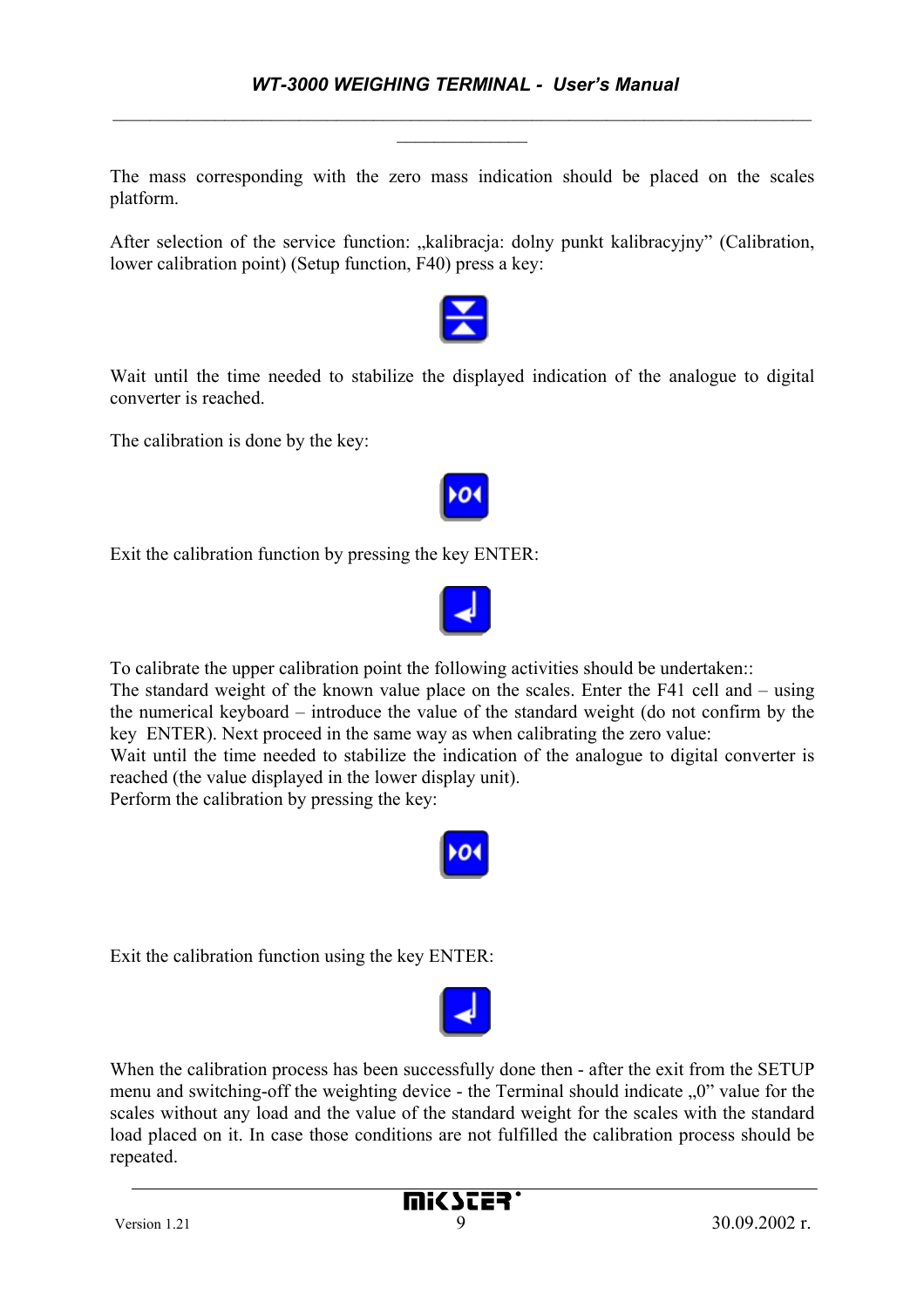The mass corresponding with the zero mass indication should be placed on the scales platform.

After selection of the service function: „kalibracja: dolny punkt kalibracyjny” (Calibration, lower calibration point) (Setup function, F40) press a key:

Wait until the time needed to stabilize the displayed indication of the analogue to digital converter is reached.

The calibration is done by the key:

Exit the calibration function by pressing the key ENTER:

To calibrate the upper calibration point the following activities should be undertaken::
The standard weight of the known value place on the scales. Enter the F41 cell and – using the numerical keyboard – introduce the value of the standard weight (do not confirm by the key ENTER). Next proceed in the same way as when calibrating the zero value:
Wait until the time needed to stabilize the indication of the analogue to digital converter is reached (the value displayed in the lower display unit).
Perform the calibration by pressing the key:

Exit the calibration function using the key ENTER:

When the calibration process has been successfully done then - after the exit from the SETUP menu and switching-off the weighting device - the Terminal should indicate „0” value for the scales without any load and the value of the standard weight for the scales with the standard load placed on it. In case those conditions are not fulfilled the calibration process should be repeated.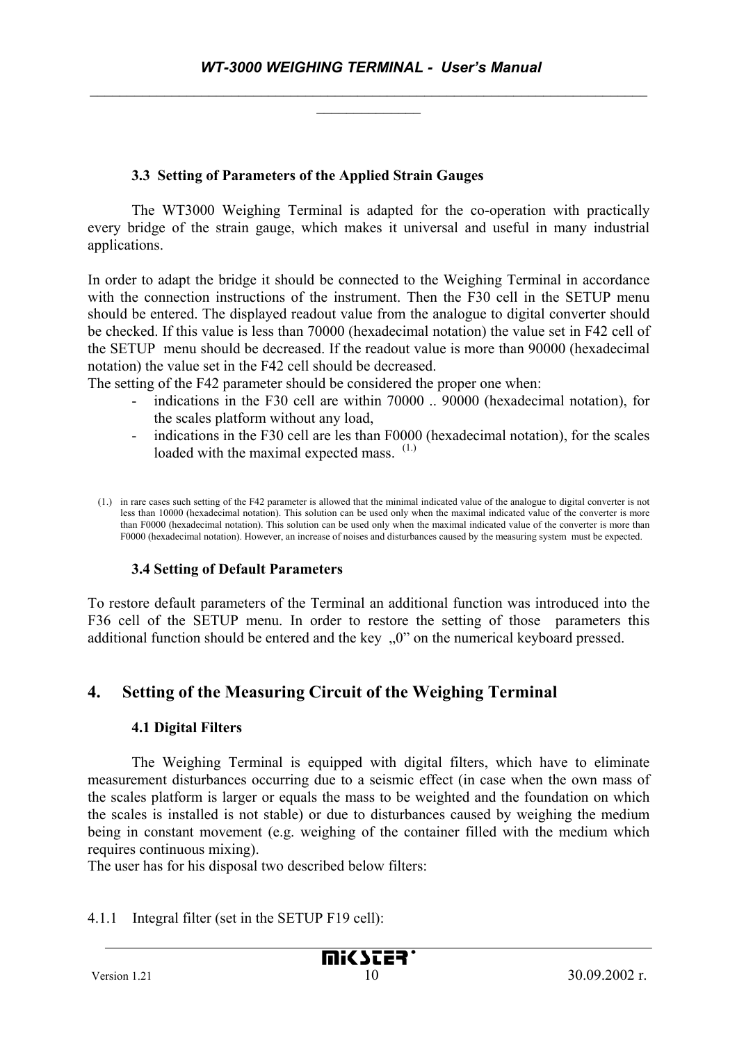### 3.3 Setting of Parameters of the Applied Strain Gauges

The WT3000 Weighing Terminal is adapted for the co-operation with practically every bridge of the strain gauge, which makes it universal and useful in many industrial applications.

In order to adapt the bridge it should be connected to the Weighing Terminal in accordance with the connection instructions of the instrument. Then the F30 cell in the SETUP menu should be entered. The displayed readout value from the analogue to digital converter should be checked. If this value is less than 70000 (hexadecimal notation) the value set in F42 cell of the SETUP menu should be decreased. If the readout value is more than 90000 (hexadecimal notation) the value set in the F42 cell should be decreased.
The setting of the F42 parameter should be considered the proper one when:

- indications in the F30 cell are within 70000 .. 90000 (hexadecimal notation), for the scales platform without any load,
- indications in the F30 cell are les than F0000 (hexadecimal notation), for the scales loaded with the maximal expected mass. (1.)

(1.) in rare cases such setting of the F42 parameter is allowed that the minimal indicated value of the analogue to digital converter is not less than 10000 (hexadecimal notation). This solution can be used only when the maximal indicated value of the converter is more than F0000 (hexadecimal notation). This solution can be used only when the maximal indicated value of the converter is more than F0000 (hexadecimal notation). However, an increase of noises and disturbances caused by the measuring system must be expected.

### 3.4 Setting of Default Parameters

To restore default parameters of the Terminal an additional function was introduced into the F36 cell of the SETUP menu. In order to restore the setting of those parameters this additional function should be entered and the key „0" on the numerical keyboard pressed.

## 4. Setting of the Measuring Circuit of the Weighing Terminal

### 4.1 Digital Filters

The Weighing Terminal is equipped with digital filters, which have to eliminate measurement disturbances occurring due to a seismic effect (in case when the own mass of the scales platform is larger or equals the mass to be weighted and the foundation on which the scales is installed is not stable) or due to disturbances caused by weighing the medium being in constant movement (e.g. weighing of the container filled with the medium which requires continuous mixing).
The user has for his disposal two described below filters:

4.1.1 Integral filter (set in the SETUP F19 cell):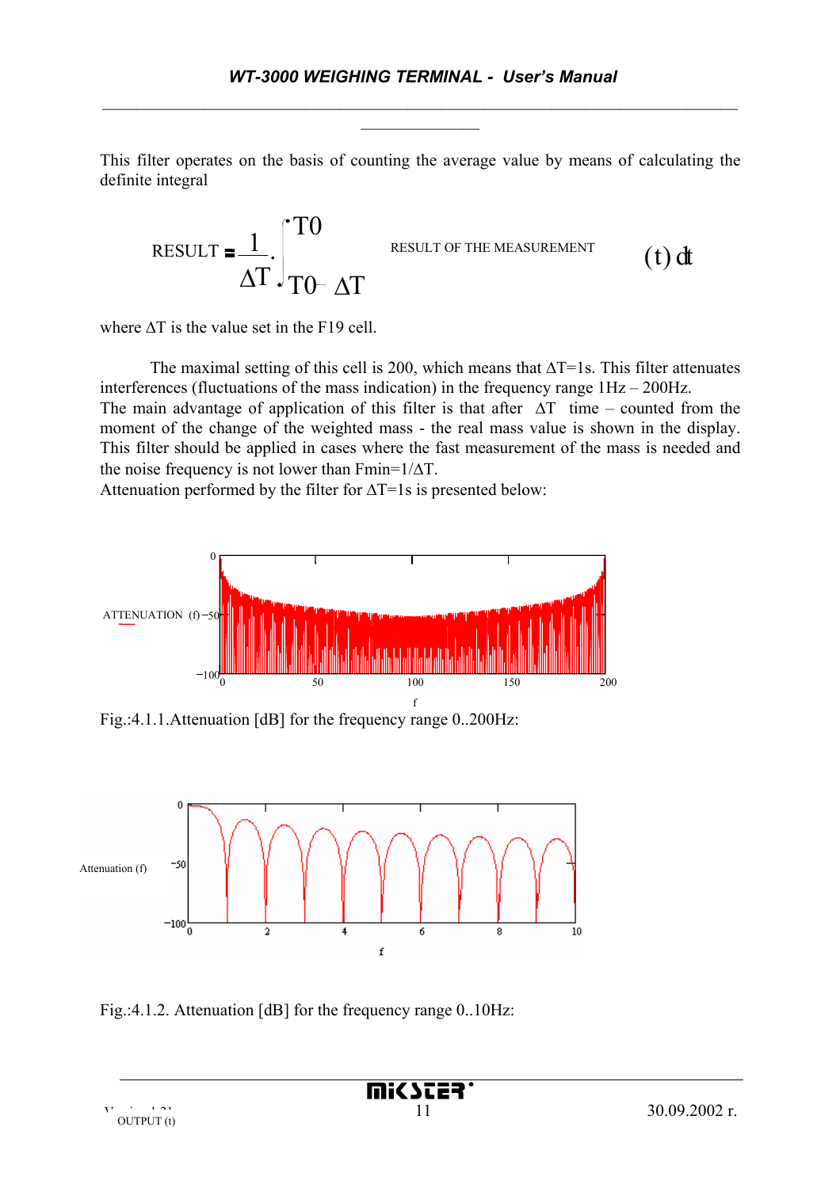This filter operates on the basis of counting the average value by means of calculating the definite integral

$$\text{RESULT} = \frac{1}{\Delta T} \cdot \int_{T0-\Delta T}^{T0} \text{RESULT OF THE MEASUREMENT}(t)\,dt$$

where ΔT is the value set in the F19 cell.

The maximal setting of this cell is 200, which means that ΔT=1s. This filter attenuates interferences (fluctuations of the mass indication) in the frequency range 1Hz – 200Hz.
The main advantage of application of this filter is that after ΔT time – counted from the moment of the change of the weighted mass - the real mass value is shown in the display. This filter should be applied in cases where the fast measurement of the mass is needed and the noise frequency is not lower than Fmin=1/ΔT.
Attenuation performed by the filter for ΔT=1s is presented below:

Fig.:4.1.1.Attenuation [dB] for the frequency range 0..200Hz:

Fig.:4.1.2. Attenuation [dB] for the frequency range 0..10Hz: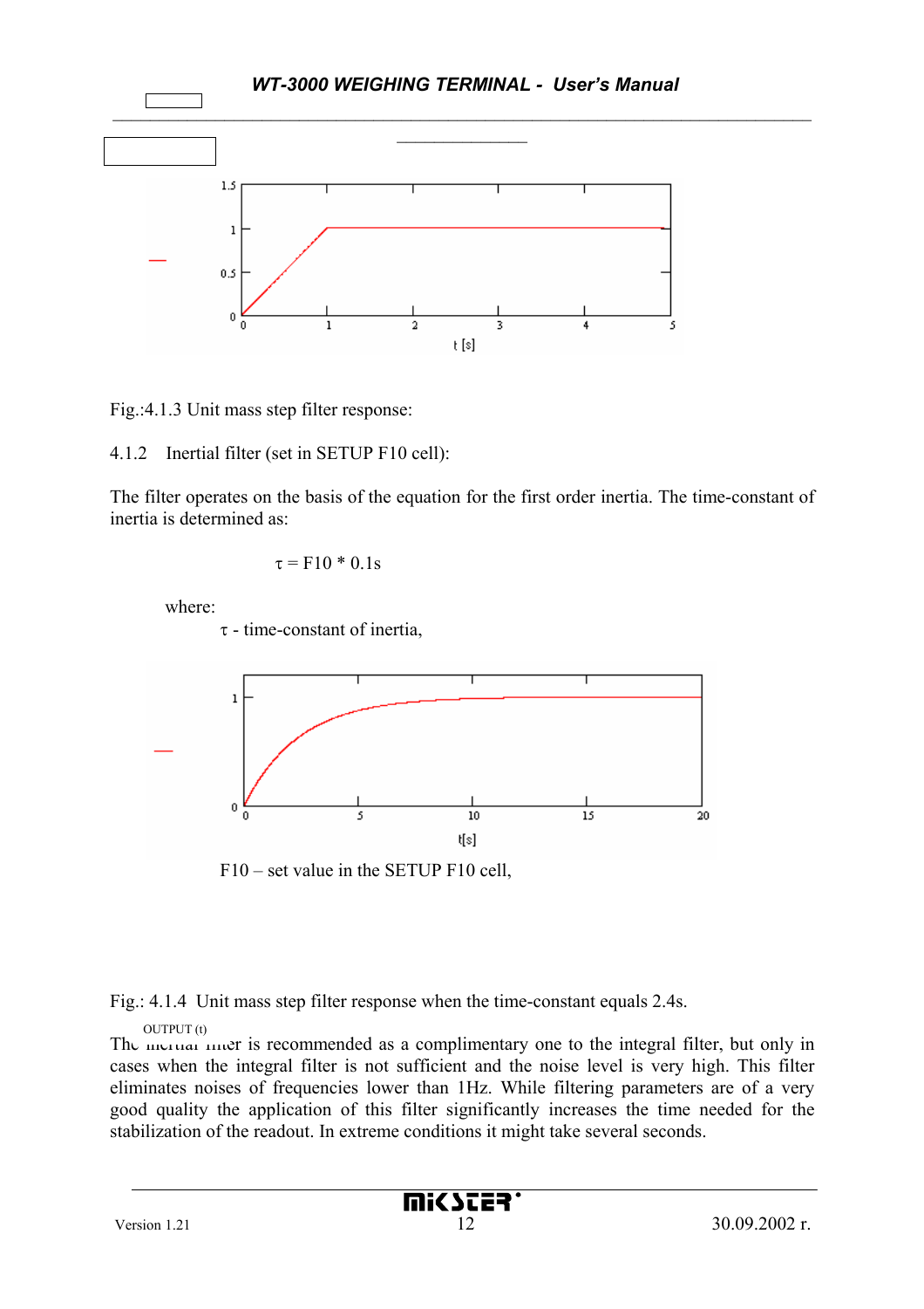Fig.:4.1.3 Unit mass step filter response:

4.1.2 Inertial filter (set in SETUP F10 cell):

The filter operates on the basis of the equation for the first order inertia. The time-constant of inertia is determined as:

$$\tau = F10 * 0.1s$$

where:

$\tau$ - time-constant of inertia,

F10 – set value in the SETUP F10 cell,

Fig.: 4.1.4 Unit mass step filter response when the time-constant equals 2.4s.

The inertial filter is recommended as a complimentary one to the integral filter, but only in cases when the integral filter is not sufficient and the noise level is very high. This filter eliminates noises of frequencies lower than 1Hz. While filtering parameters are of a very good quality the application of this filter significantly increases the time needed for the stabilization of the readout. In extreme conditions it might take several seconds.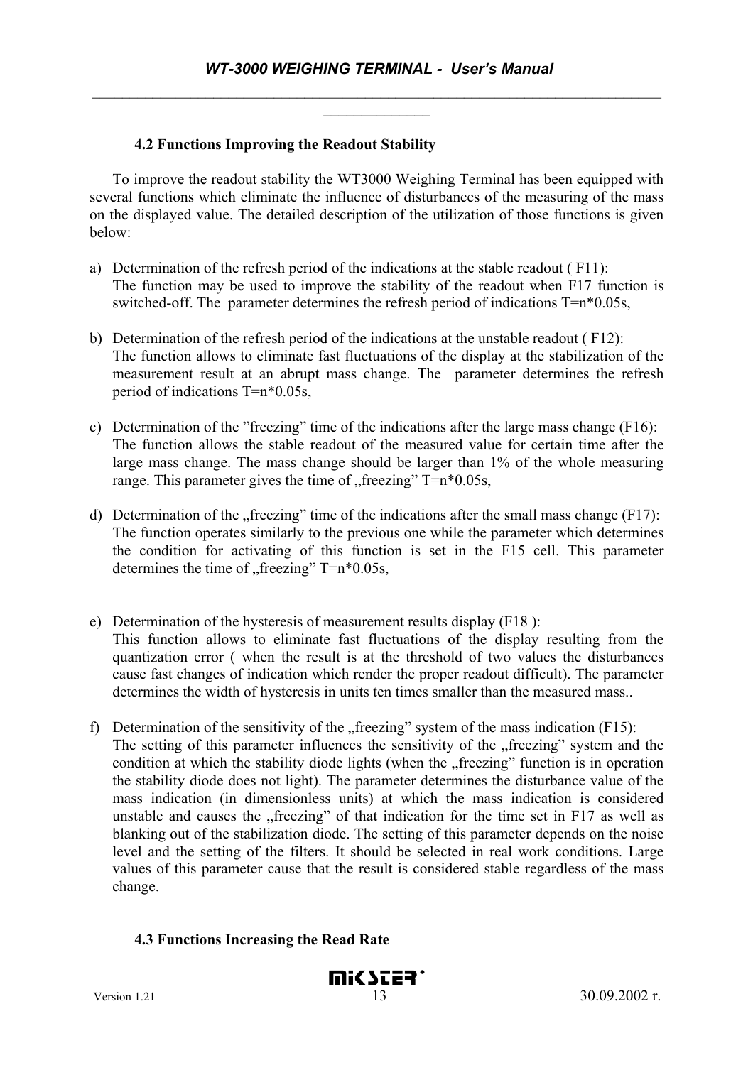### 4.2 Functions Improving the Readout Stability

To improve the readout stability the WT3000 Weighing Terminal has been equipped with several functions which eliminate the influence of disturbances of the measuring of the mass on the displayed value. The detailed description of the utilization of those functions is given below:

a) Determination of the refresh period of the indications at the stable readout ( F11):
   The function may be used to improve the stability of the readout when F17 function is switched-off. The parameter determines the refresh period of indications T=n*0.05s,

b) Determination of the refresh period of the indications at the unstable readout ( F12):
   The function allows to eliminate fast fluctuations of the display at the stabilization of the measurement result at an abrupt mass change. The parameter determines the refresh period of indications T=n*0.05s,

c) Determination of the "freezing" time of the indications after the large mass change (F16):
   The function allows the stable readout of the measured value for certain time after the large mass change. The mass change should be larger than 1% of the whole measuring range. This parameter gives the time of „freezing" T=n*0.05s,

d) Determination of the „freezing" time of the indications after the small mass change (F17):
   The function operates similarly to the previous one while the parameter which determines the condition for activating of this function is set in the F15 cell. This parameter determines the time of „freezing" T=n*0.05s,

e) Determination of the hysteresis of measurement results display (F18 ):
   This function allows to eliminate fast fluctuations of the display resulting from the quantization error ( when the result is at the threshold of two values the disturbances cause fast changes of indication which render the proper readout difficult). The parameter determines the width of hysteresis in units ten times smaller than the measured mass..

f) Determination of the sensitivity of the „freezing" system of the mass indication (F15):
   The setting of this parameter influences the sensitivity of the „freezing" system and the condition at which the stability diode lights (when the „freezing" function is in operation the stability diode does not light). The parameter determines the disturbance value of the mass indication (in dimensionless units) at which the mass indication is considered unstable and causes the „freezing" of that indication for the time set in F17 as well as blanking out of the stabilization diode. The setting of this parameter depends on the noise level and the setting of the filters. It should be selected in real work conditions. Large values of this parameter cause that the result is considered stable regardless of the mass change.

### 4.3 Functions Increasing the Read Rate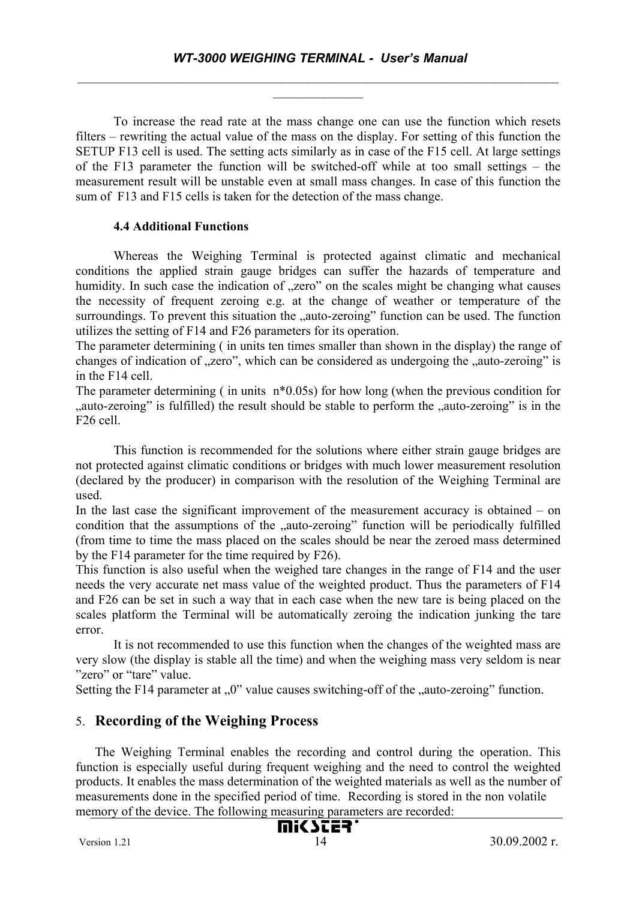To increase the read rate at the mass change one can use the function which resets filters – rewriting the actual value of the mass on the display. For setting of this function the SETUP F13 cell is used. The setting acts similarly as in case of the F15 cell. At large settings of the F13 parameter the function will be switched-off while at too small settings – the measurement result will be unstable even at small mass changes. In case of this function the sum of F13 and F15 cells is taken for the detection of the mass change.

### 4.4 Additional Functions

Whereas the Weighing Terminal is protected against climatic and mechanical conditions the applied strain gauge bridges can suffer the hazards of temperature and humidity. In such case the indication of „zero" on the scales might be changing what causes the necessity of frequent zeroing e.g. at the change of weather or temperature of the surroundings. To prevent this situation the „auto-zeroing" function can be used. The function utilizes the setting of F14 and F26 parameters for its operation.
The parameter determining ( in units ten times smaller than shown in the display) the range of changes of indication of „zero", which can be considered as undergoing the „auto-zeroing" is in the F14 cell.
The parameter determining ( in units n*0.05s) for how long (when the previous condition for „auto-zeroing" is fulfilled) the result should be stable to perform the „auto-zeroing" is in the F26 cell.

This function is recommended for the solutions where either strain gauge bridges are not protected against climatic conditions or bridges with much lower measurement resolution (declared by the producer) in comparison with the resolution of the Weighing Terminal are used.
In the last case the significant improvement of the measurement accuracy is obtained – on condition that the assumptions of the „auto-zeroing" function will be periodically fulfilled (from time to time the mass placed on the scales should be near the zeroed mass determined by the F14 parameter for the time required by F26).
This function is also useful when the weighed tare changes in the range of F14 and the user needs the very accurate net mass value of the weighted product. Thus the parameters of F14 and F26 can be set in such a way that in each case when the new tare is being placed on the scales platform the Terminal will be automatically zeroing the indication junking the tare error.
It is not recommended to use this function when the changes of the weighted mass are very slow (the display is stable all the time) and when the weighing mass very seldom is near "zero" or "tare" value.
Setting the F14 parameter at „0" value causes switching-off of the „auto-zeroing" function.

## 5. Recording of the Weighing Process

The Weighing Terminal enables the recording and control during the operation. This function is especially useful during frequent weighing and the need to control the weighted products. It enables the mass determination of the weighted materials as well as the number of measurements done in the specified period of time. Recording is stored in the non volatile memory of the device. The following measuring parameters are recorded: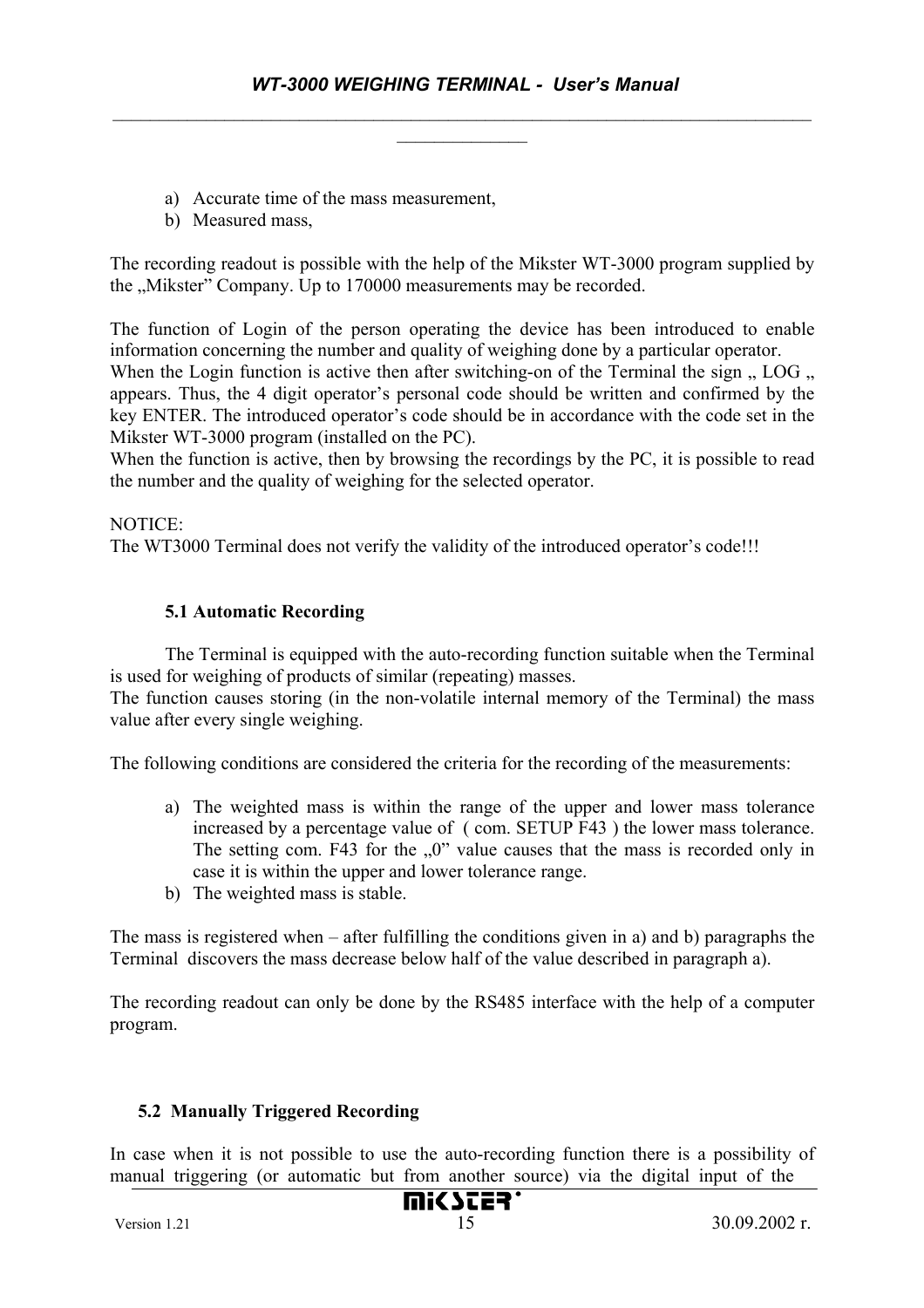a) Accurate time of the mass measurement,
b) Measured mass,

The recording readout is possible with the help of the Mikster WT-3000 program supplied by the „Mikster" Company. Up to 170000 measurements may be recorded.

The function of Login of the person operating the device has been introduced to enable information concerning the number and quality of weighing done by a particular operator.
When the Login function is active then after switching-on of the Terminal the sign „ LOG „ appears. Thus, the 4 digit operator's personal code should be written and confirmed by the key ENTER. The introduced operator's code should be in accordance with the code set in the Mikster WT-3000 program (installed on the PC).
When the function is active, then by browsing the recordings by the PC, it is possible to read the number and the quality of weighing for the selected operator.

NOTICE:
The WT3000 Terminal does not verify the validity of the introduced operator's code!!!

### 5.1 Automatic Recording

The Terminal is equipped with the auto-recording function suitable when the Terminal is used for weighing of products of similar (repeating) masses.
The function causes storing (in the non-volatile internal memory of the Terminal) the mass value after every single weighing.

The following conditions are considered the criteria for the recording of the measurements:

a) The weighted mass is within the range of the upper and lower mass tolerance increased by a percentage value of ( com. SETUP F43 ) the lower mass tolerance. The setting com. F43 for the „0" value causes that the mass is recorded only in case it is within the upper and lower tolerance range.
b) The weighted mass is stable.

The mass is registered when – after fulfilling the conditions given in a) and b) paragraphs the Terminal discovers the mass decrease below half of the value described in paragraph a).

The recording readout can only be done by the RS485 interface with the help of a computer program.

### 5.2 Manually Triggered Recording

In case when it is not possible to use the auto-recording function there is a possibility of manual triggering (or automatic but from another source) via the digital input of the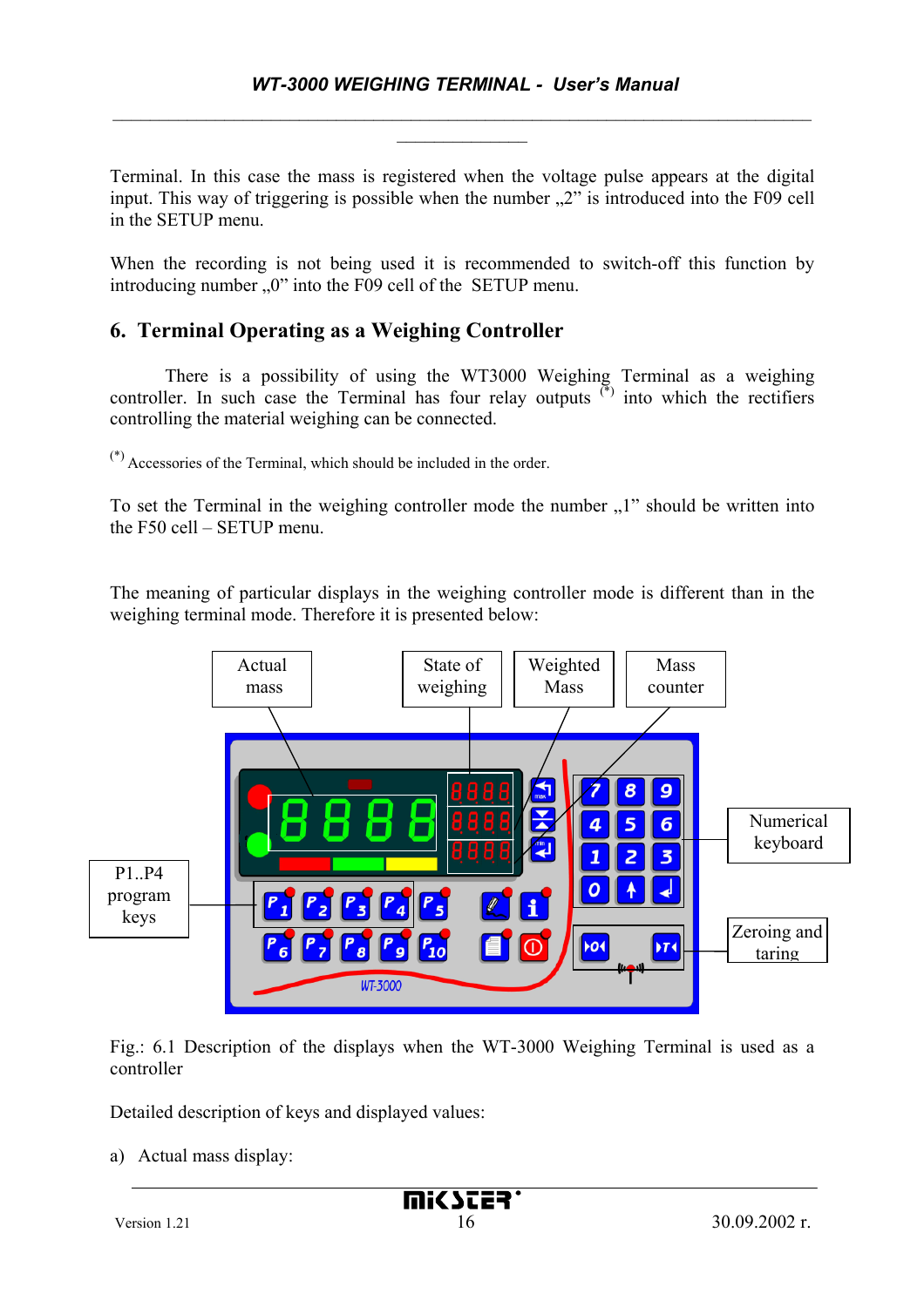Terminal. In this case the mass is registered when the voltage pulse appears at the digital input. This way of triggering is possible when the number „2" is introduced into the F09 cell in the SETUP menu.

When the recording is not being used it is recommended to switch-off this function by introducing number „0" into the F09 cell of the SETUP menu.

## 6. Terminal Operating as a Weighing Controller

There is a possibility of using the WT3000 Weighing Terminal as a weighing controller. In such case the Terminal has four relay outputs [(*)] into which the rectifiers controlling the material weighing can be connected.

[(*)] Accessories of the Terminal, which should be included in the order.

To set the Terminal in the weighing controller mode the number „1" should be written into the F50 cell – SETUP menu.

The meaning of particular displays in the weighing controller mode is different than in the weighing terminal mode. Therefore it is presented below:

Fig.: 6.1 Description of the displays when the WT-3000 Weighing Terminal is used as a controller

Detailed description of keys and displayed values:

a) Actual mass display: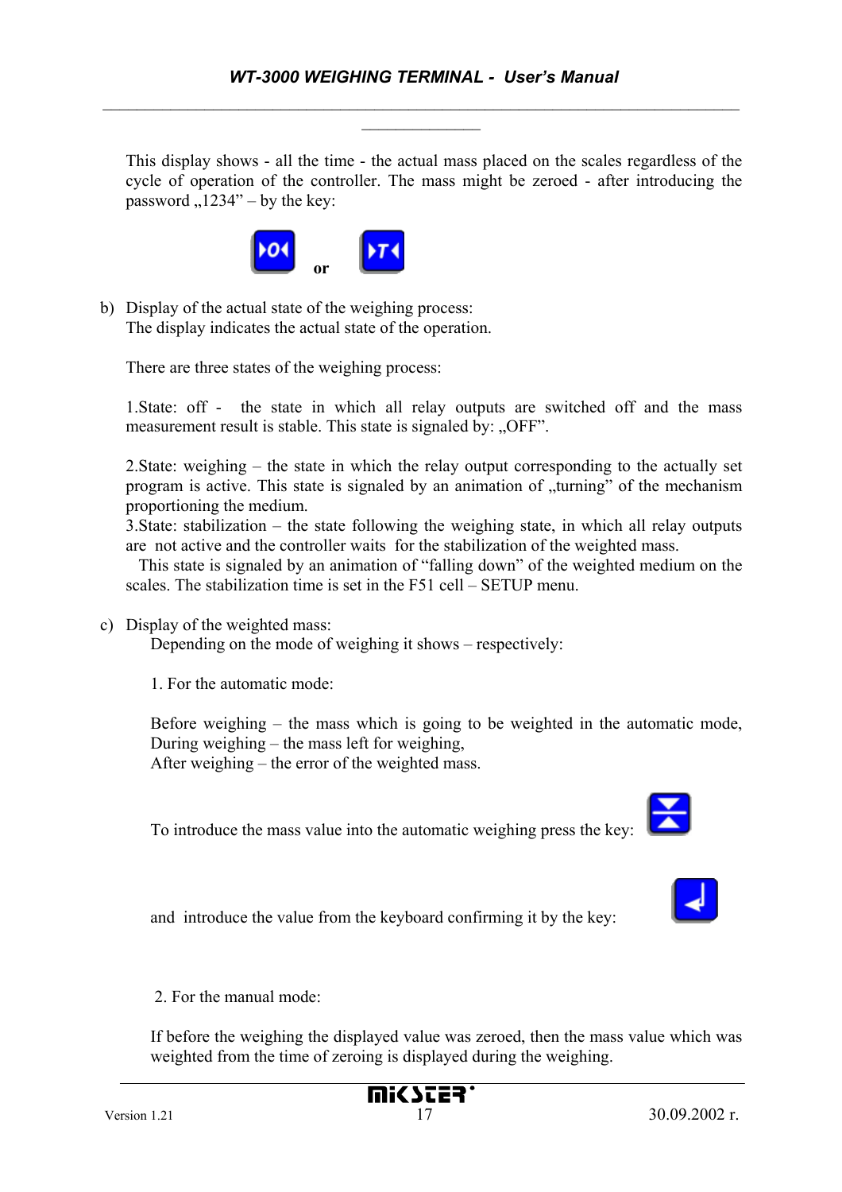This display shows - all the time - the actual mass placed on the scales regardless of the cycle of operation of the controller. The mass might be zeroed - after introducing the password „1234" – by the key:

or

b) Display of the actual state of the weighing process:
   The display indicates the actual state of the operation.

   There are three states of the weighing process:

   1.State: off - the state in which all relay outputs are switched off and the mass measurement result is stable. This state is signaled by: „OFF".

   2.State: weighing – the state in which the relay output corresponding to the actually set program is active. This state is signaled by an animation of „turning" of the mechanism proportioning the medium.
   3.State: stabilization – the state following the weighing state, in which all relay outputs are not active and the controller waits for the stabilization of the weighted mass.
   This state is signaled by an animation of "falling down" of the weighted medium on the scales. The stabilization time is set in the F51 cell – SETUP menu.

c) Display of the weighted mass:
   Depending on the mode of weighing it shows – respectively:

   1. For the automatic mode:

   Before weighing – the mass which is going to be weighted in the automatic mode,
   During weighing – the mass left for weighing,
   After weighing – the error of the weighted mass.

   To introduce the mass value into the automatic weighing press the key:

   and introduce the value from the keyboard confirming it by the key:

   2. For the manual mode:

   If before the weighing the displayed value was zeroed, then the mass value which was weighted from the time of zeroing is displayed during the weighing.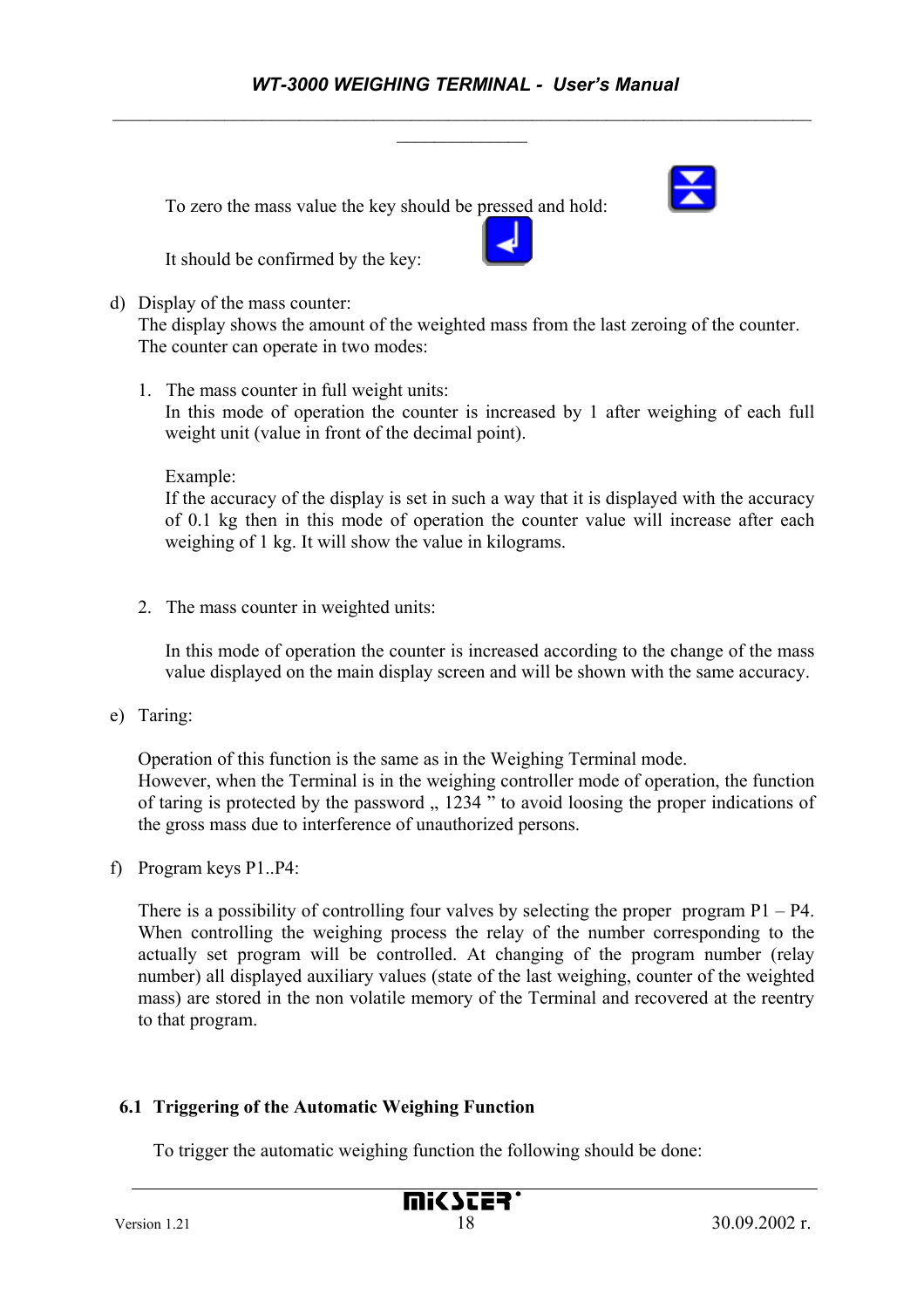To zero the mass value the key should be pressed and hold:

It should be confirmed by the key:

d) Display of the mass counter:
   The display shows the amount of the weighted mass from the last zeroing of the counter. The counter can operate in two modes:

   1. The mass counter in full weight units:
      In this mode of operation the counter is increased by 1 after weighing of each full weight unit (value in front of the decimal point).

      Example:
      If the accuracy of the display is set in such a way that it is displayed with the accuracy of 0.1 kg then in this mode of operation the counter value will increase after each weighing of 1 kg. It will show the value in kilograms.

   2. The mass counter in weighted units:

      In this mode of operation the counter is increased according to the change of the mass value displayed on the main display screen and will be shown with the same accuracy.

e) Taring:

   Operation of this function is the same as in the Weighing Terminal mode.
   However, when the Terminal is in the weighing controller mode of operation, the function of taring is protected by the password „ 1234 ” to avoid loosing the proper indications of the gross mass due to interference of unauthorized persons.

f) Program keys P1..P4:

   There is a possibility of controlling four valves by selecting the proper program P1 – P4. When controlling the weighing process the relay of the number corresponding to the actually set program will be controlled. At changing of the program number (relay number) all displayed auxiliary values (state of the last weighing, counter of the weighted mass) are stored in the non volatile memory of the Terminal and recovered at the reentry to that program.

## 6.1 Triggering of the Automatic Weighing Function

To trigger the automatic weighing function the following should be done: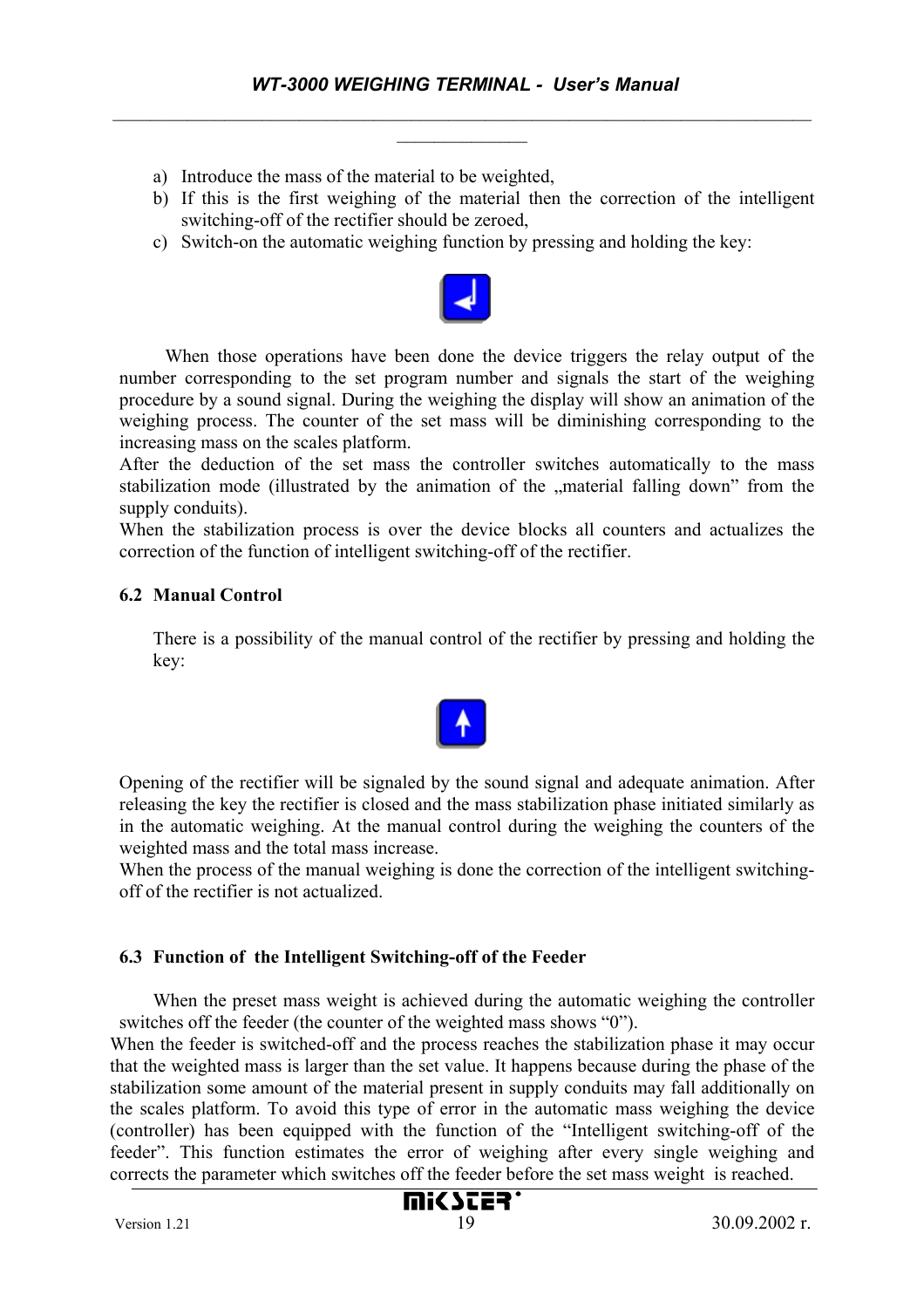a) Introduce the mass of the material to be weighted,
b) If this is the first weighing of the material then the correction of the intelligent switching-off of the rectifier should be zeroed,
c) Switch-on the automatic weighing function by pressing and holding the key:

When those operations have been done the device triggers the relay output of the number corresponding to the set program number and signals the start of the weighing procedure by a sound signal. During the weighing the display will show an animation of the weighing process. The counter of the set mass will be diminishing corresponding to the increasing mass on the scales platform.
After the deduction of the set mass the controller switches automatically to the mass stabilization mode (illustrated by the animation of the „material falling down" from the supply conduits).
When the stabilization process is over the device blocks all counters and actualizes the correction of the function of intelligent switching-off of the rectifier.

## 6.2 Manual Control

There is a possibility of the manual control of the rectifier by pressing and holding the key:

Opening of the rectifier will be signaled by the sound signal and adequate animation. After releasing the key the rectifier is closed and the mass stabilization phase initiated similarly as in the automatic weighing. At the manual control during the weighing the counters of the weighted mass and the total mass increase.
When the process of the manual weighing is done the correction of the intelligent switching-off of the rectifier is not actualized.

## 6.3 Function of the Intelligent Switching-off of the Feeder

When the preset mass weight is achieved during the automatic weighing the controller switches off the feeder (the counter of the weighted mass shows "0").
When the feeder is switched-off and the process reaches the stabilization phase it may occur that the weighted mass is larger than the set value. It happens because during the phase of the stabilization some amount of the material present in supply conduits may fall additionally on the scales platform. To avoid this type of error in the automatic mass weighing the device (controller) has been equipped with the function of the "Intelligent switching-off of the feeder". This function estimates the error of weighing after every single weighing and corrects the parameter which switches off the feeder before the set mass weight is reached.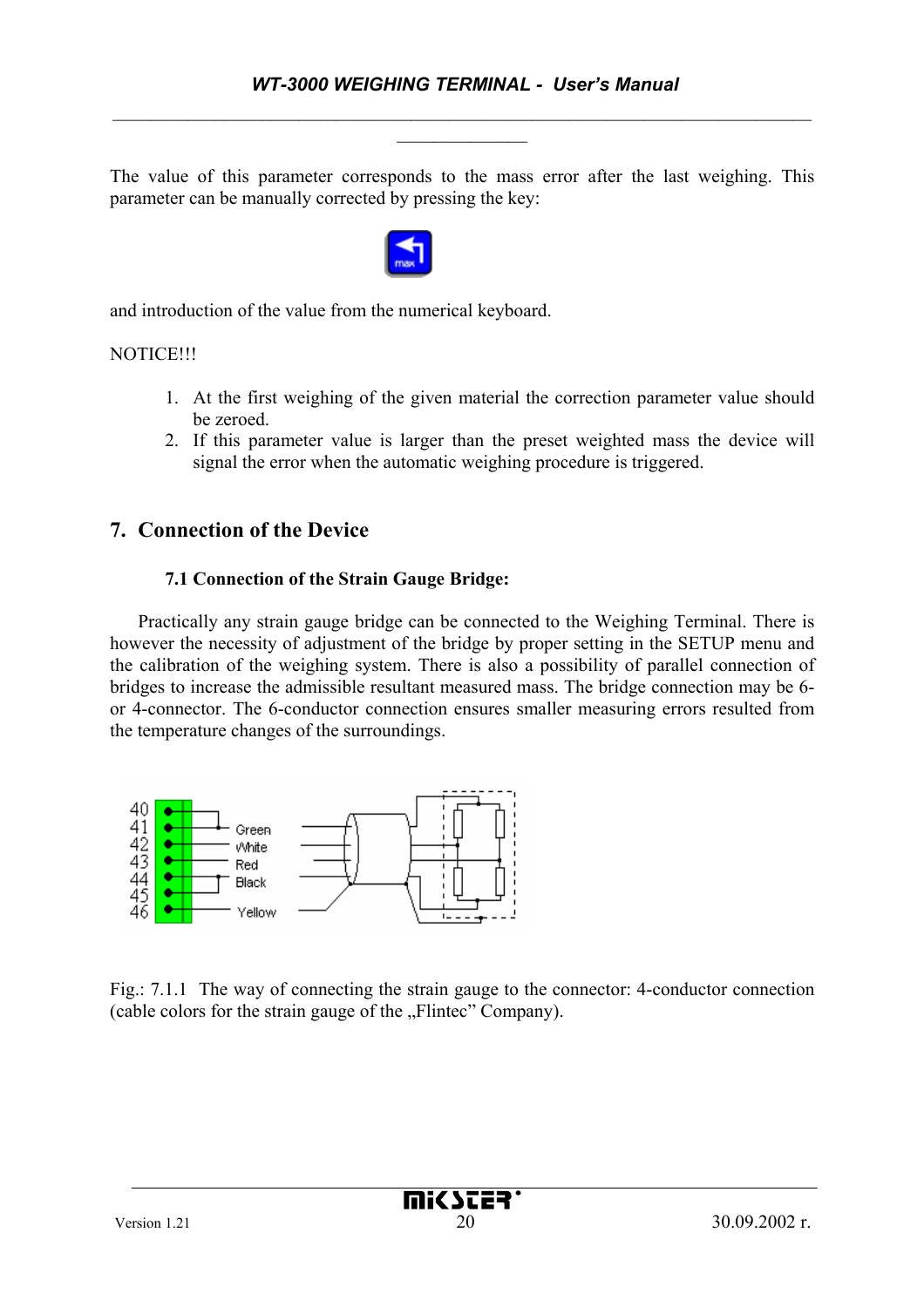The value of this parameter corresponds to the mass error after the last weighing. This parameter can be manually corrected by pressing the key:

and introduction of the value from the numerical keyboard.

NOTICE!!!

1. At the first weighing of the given material the correction parameter value should be zeroed.
2. If this parameter value is larger than the preset weighted mass the device will signal the error when the automatic weighing procedure is triggered.

# 7. Connection of the Device

## 7.1 Connection of the Strain Gauge Bridge:

Practically any strain gauge bridge can be connected to the Weighing Terminal. There is however the necessity of adjustment of the bridge by proper setting in the SETUP menu and the calibration of the weighing system. There is also a possibility of parallel connection of bridges to increase the admissible resultant measured mass. The bridge connection may be 6- or 4-connector. The 6-conductor connection ensures smaller measuring errors resulted from the temperature changes of the surroundings.

Fig.: 7.1.1 The way of connecting the strain gauge to the connector: 4-conductor connection (cable colors for the strain gauge of the „Flintec" Company).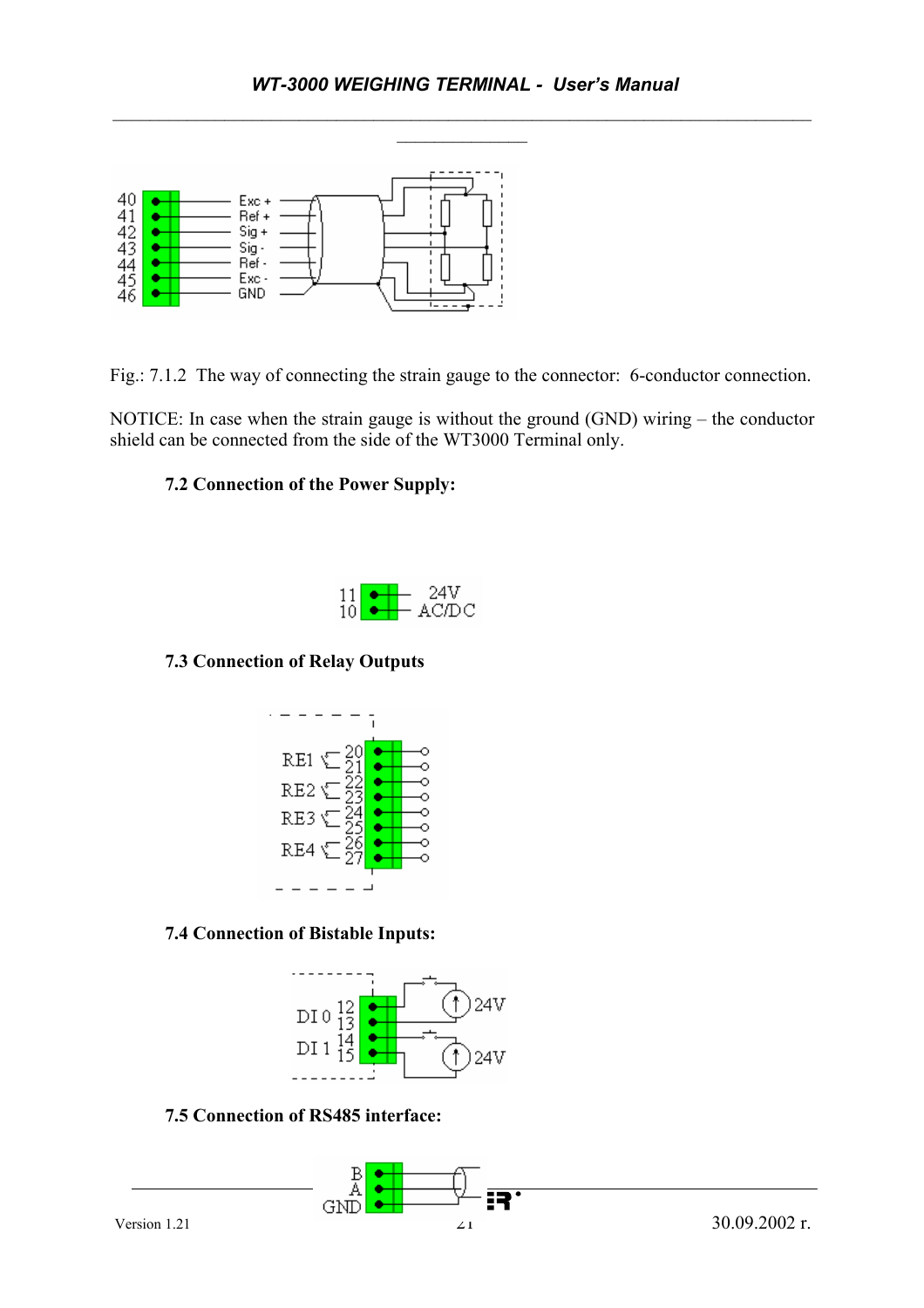Fig.: 7.1.2 The way of connecting the strain gauge to the connector: 6-conductor connection.

NOTICE: In case when the strain gauge is without the ground (GND) wiring – the conductor shield can be connected from the side of the WT3000 Terminal only.

### 7.2 Connection of the Power Supply:

### 7.3 Connection of Relay Outputs

### 7.4 Connection of Bistable Inputs:

### 7.5 Connection of RS485 interface: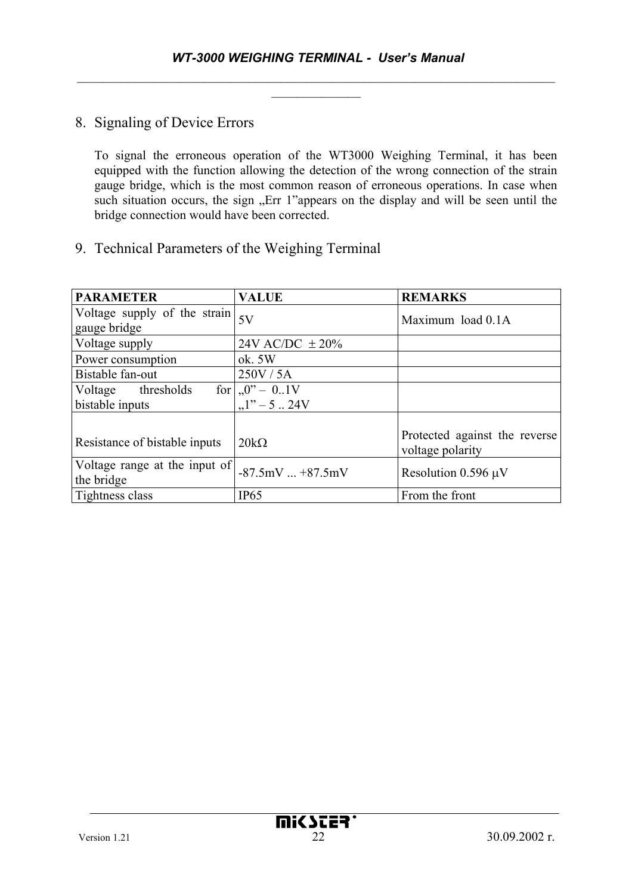## 8. Signaling of Device Errors

To signal the erroneous operation of the WT3000 Weighing Terminal, it has been equipped with the function allowing the detection of the wrong connection of the strain gauge bridge, which is the most common reason of erroneous operations. In case when such situation occurs, the sign „Err 1"appears on the display and will be seen until the bridge connection would have been corrected.

## 9. Technical Parameters of the Weighing Terminal

| PARAMETER | VALUE | REMARKS |
|---|---|---|
| Voltage supply of the strain gauge bridge | 5V | Maximum load 0.1A |
| Voltage supply | 24V AC/DC ± 20% | |
| Power consumption | ok. 5W | |
| Bistable fan-out | 250V / 5A | |
| Voltage thresholds for bistable inputs | „0" – 0..1V<br>„1" – 5 .. 24V | |
| Resistance of bistable inputs | 20kΩ | Protected against the reverse voltage polarity |
| Voltage range at the input of the bridge | -87.5mV ... +87.5mV | Resolution 0.596 μV |
| Tightness class | IP65 | From the front |